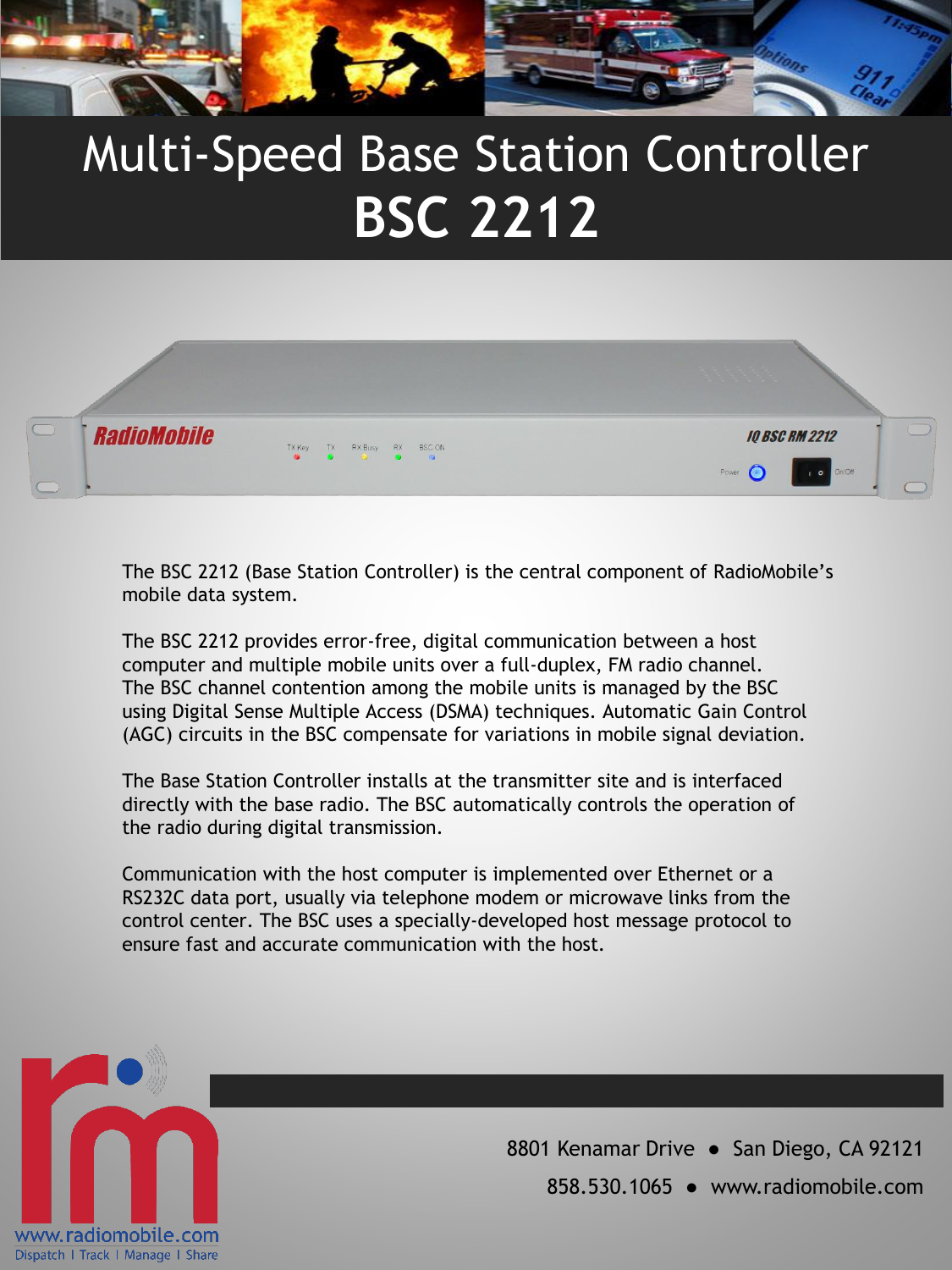# Multi-Speed Base Station Controller

# BSC 2212

The BSC 2212 (Base Station Controller) is the central component of RadioMobile's mobile data system.

The BSC 2212 provides error-free, digital communication between a host computer and multiple mobile units over a full-duplex, FM radio channel. The BSC channel contention among the mobile units is managed by the BSC using Digital Sense Multiple Access (DSMA) techniques. Automatic Gain Control (AGC) circuits in the BSC compensate for variations in mobile signal deviation.

The Base Station Controller installs at the transmitter site and is interfaced directly with the base radio. The BSC automatically controls the operation of the radio during digital transmission.

Communication with the host computer is implemented over Ethernet or a RS232C data port, usually via telephone modem or microwave links from the control center. The BSC uses a specially-developed host message protocol to ensure fast and accurate communication with the host.

8801 Kenamar Drive ● San Diego, CA 92121

858.530.1065 ● www.radiomobile.com

www.radiomobile.com

Dispatch | Track | Manage | Share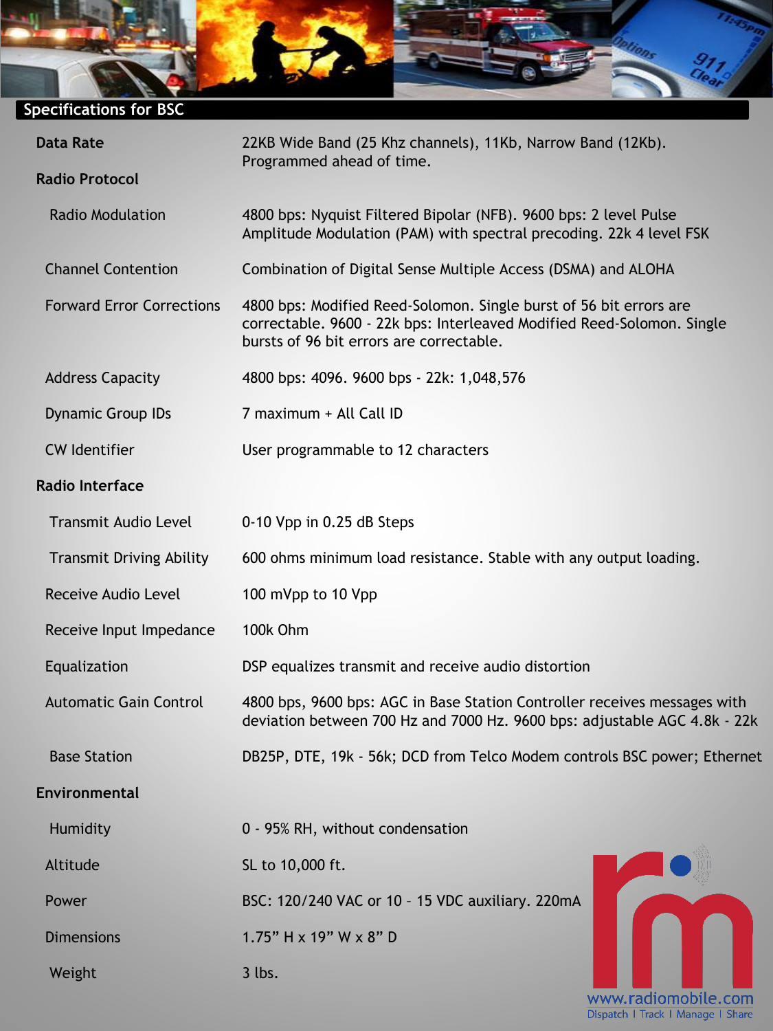## Specifications for BSC

| | |
|---|---|
| **Data Rate** | 22KB Wide Band (25 Khz channels), 11Kb, Narrow Band (12Kb). Programmed ahead of time. |
| **Radio Protocol** | |
| Radio Modulation | 4800 bps: Nyquist Filtered Bipolar (NFB). 9600 bps: 2 level Pulse Amplitude Modulation (PAM) with spectral precoding. 22k 4 level FSK |
| Channel Contention | Combination of Digital Sense Multiple Access (DSMA) and ALOHA |
| Forward Error Corrections | 4800 bps: Modified Reed-Solomon. Single burst of 56 bit errors are correctable. 9600 - 22k bps: Interleaved Modified Reed-Solomon. Single bursts of 96 bit errors are correctable. |
| Address Capacity | 4800 bps: 4096. 9600 bps - 22k: 1,048,576 |
| Dynamic Group IDs | 7 maximum + All Call ID |
| CW Identifier | User programmable to 12 characters |
| **Radio Interface** | |
| Transmit Audio Level | 0-10 Vpp in 0.25 dB Steps |
| Transmit Driving Ability | 600 ohms minimum load resistance. Stable with any output loading. |
| Receive Audio Level | 100 mVpp to 10 Vpp |
| Receive Input Impedance | 100k Ohm |
| Equalization | DSP equalizes transmit and receive audio distortion |
| Automatic Gain Control | 4800 bps, 9600 bps: AGC in Base Station Controller receives messages with deviation between 700 Hz and 7000 Hz. 9600 bps: adjustable AGC 4.8k - 22k |
| Base Station | DB25P, DTE, 19k - 56k; DCD from Telco Modem controls BSC power; Ethernet |
| **Environmental** | |
| Humidity | 0 - 95% RH, without condensation |
| Altitude | SL to 10,000 ft. |
| Power | BSC: 120/240 VAC or 10 – 15 VDC auxiliary. 220mA |
| Dimensions | 1.75" H x 19" W x 8" D |
| Weight | 3 lbs. |

www.radiomobile.com

Dispatch | Track | Manage | Share